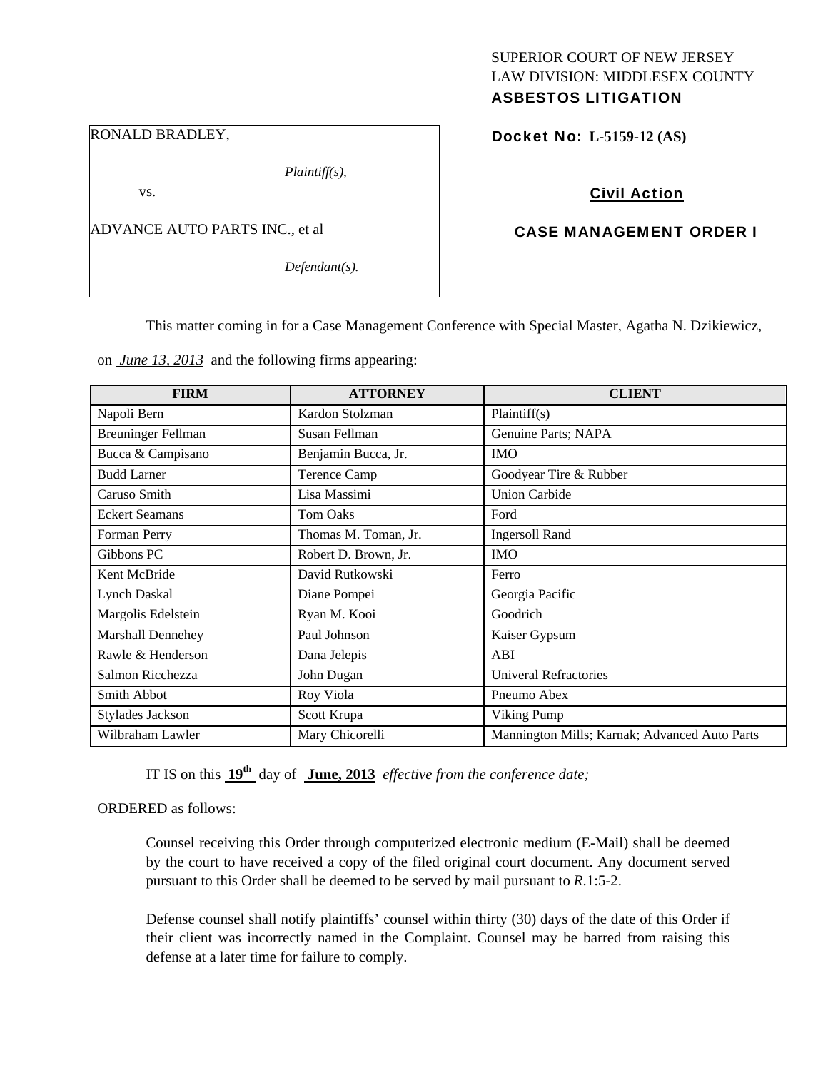SUPERIOR COURT OF NEW JERSEY
LAW DIVISION: MIDDLESEX COUNTY
**ASBESTOS LITIGATION**

RONALD BRADLEY,

*Plaintiff(s),*

vs.

ADVANCE AUTO PARTS INC., et al

*Defendant(s).*

**Docket No: L-5159-12 (AS)**

**Civil Action**

**CASE MANAGEMENT ORDER I**

This matter coming in for a Case Management Conference with Special Master, Agatha N. Dzikiewicz, on *June 13, 2013* and the following firms appearing:

| FIRM | ATTORNEY | CLIENT |
|---|---|---|
| Napoli Bern | Kardon Stolzman | Plaintiff(s) |
| Breuninger Fellman | Susan Fellman | Genuine Parts; NAPA |
| Bucca & Campisano | Benjamin Bucca, Jr. | IMO |
| Budd Larner | Terence Camp | Goodyear Tire & Rubber |
| Caruso Smith | Lisa Massimi | Union Carbide |
| Eckert Seamans | Tom Oaks | Ford |
| Forman Perry | Thomas M. Toman, Jr. | Ingersoll Rand |
| Gibbons PC | Robert D. Brown, Jr. | IMO |
| Kent McBride | David Rutkowski | Ferro |
| Lynch Daskal | Diane Pompei | Georgia Pacific |
| Margolis Edelstein | Ryan M. Kooi | Goodrich |
| Marshall Dennehey | Paul Johnson | Kaiser Gypsum |
| Rawle & Henderson | Dana Jelepis | ABI |
| Salmon Ricchezza | John Dugan | Univeral Refractories |
| Smith Abbot | Roy Viola | Pneumo Abex |
| Stylades Jackson | Scott Krupa | Viking Pump |
| Wilbraham Lawler | Mary Chicorelli | Mannington Mills; Karnak; Advanced Auto Parts |

IT IS on this **19th** day of **June, 2013** *effective from the conference date;*

ORDERED as follows:

Counsel receiving this Order through computerized electronic medium (E-Mail) shall be deemed by the court to have received a copy of the filed original court document. Any document served pursuant to this Order shall be deemed to be served by mail pursuant to *R*.1:5-2.

Defense counsel shall notify plaintiffs' counsel within thirty (30) days of the date of this Order if their client was incorrectly named in the Complaint. Counsel may be barred from raising this defense at a later time for failure to comply.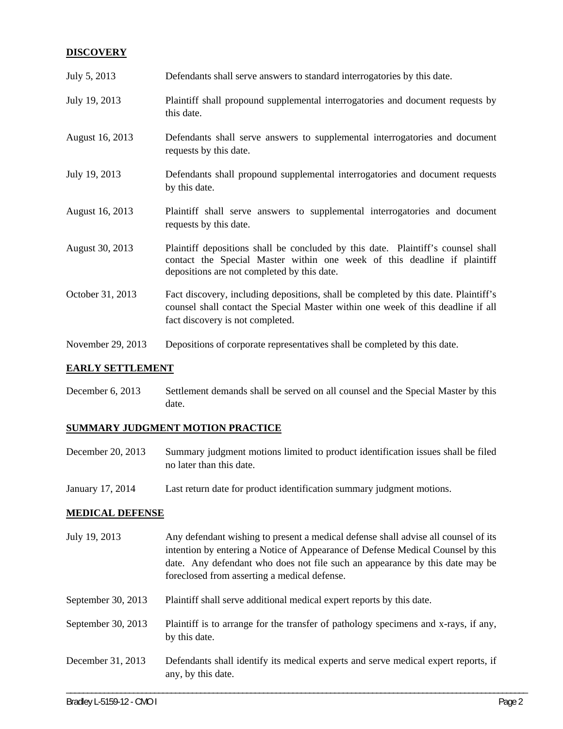**DISCOVERY**

| | |
|---|---|
| July 5, 2013 | Defendants shall serve answers to standard interrogatories by this date. |
| July 19, 2013 | Plaintiff shall propound supplemental interrogatories and document requests by this date. |
| August 16, 2013 | Defendants shall serve answers to supplemental interrogatories and document requests by this date. |
| July 19, 2013 | Defendants shall propound supplemental interrogatories and document requests by this date. |
| August 16, 2013 | Plaintiff shall serve answers to supplemental interrogatories and document requests by this date. |
| August 30, 2013 | Plaintiff depositions shall be concluded by this date. Plaintiff's counsel shall contact the Special Master within one week of this deadline if plaintiff depositions are not completed by this date. |
| October 31, 2013 | Fact discovery, including depositions, shall be completed by this date. Plaintiff's counsel shall contact the Special Master within one week of this deadline if all fact discovery is not completed. |
| November 29, 2013 | Depositions of corporate representatives shall be completed by this date. |

**EARLY SETTLEMENT**

| | |
|---|---|
| December 6, 2013 | Settlement demands shall be served on all counsel and the Special Master by this date. |

**SUMMARY JUDGMENT MOTION PRACTICE**

| | |
|---|---|
| December 20, 2013 | Summary judgment motions limited to product identification issues shall be filed no later than this date. |
| January 17, 2014 | Last return date for product identification summary judgment motions. |

**MEDICAL DEFENSE**

| | |
|---|---|
| July 19, 2013 | Any defendant wishing to present a medical defense shall advise all counsel of its intention by entering a Notice of Appearance of Defense Medical Counsel by this date. Any defendant who does not file such an appearance by this date may be foreclosed from asserting a medical defense. |
| September 30, 2013 | Plaintiff shall serve additional medical expert reports by this date. |
| September 30, 2013 | Plaintiff is to arrange for the transfer of pathology specimens and x-rays, if any, by this date. |
| December 31, 2013 | Defendants shall identify its medical experts and serve medical expert reports, if any, by this date. |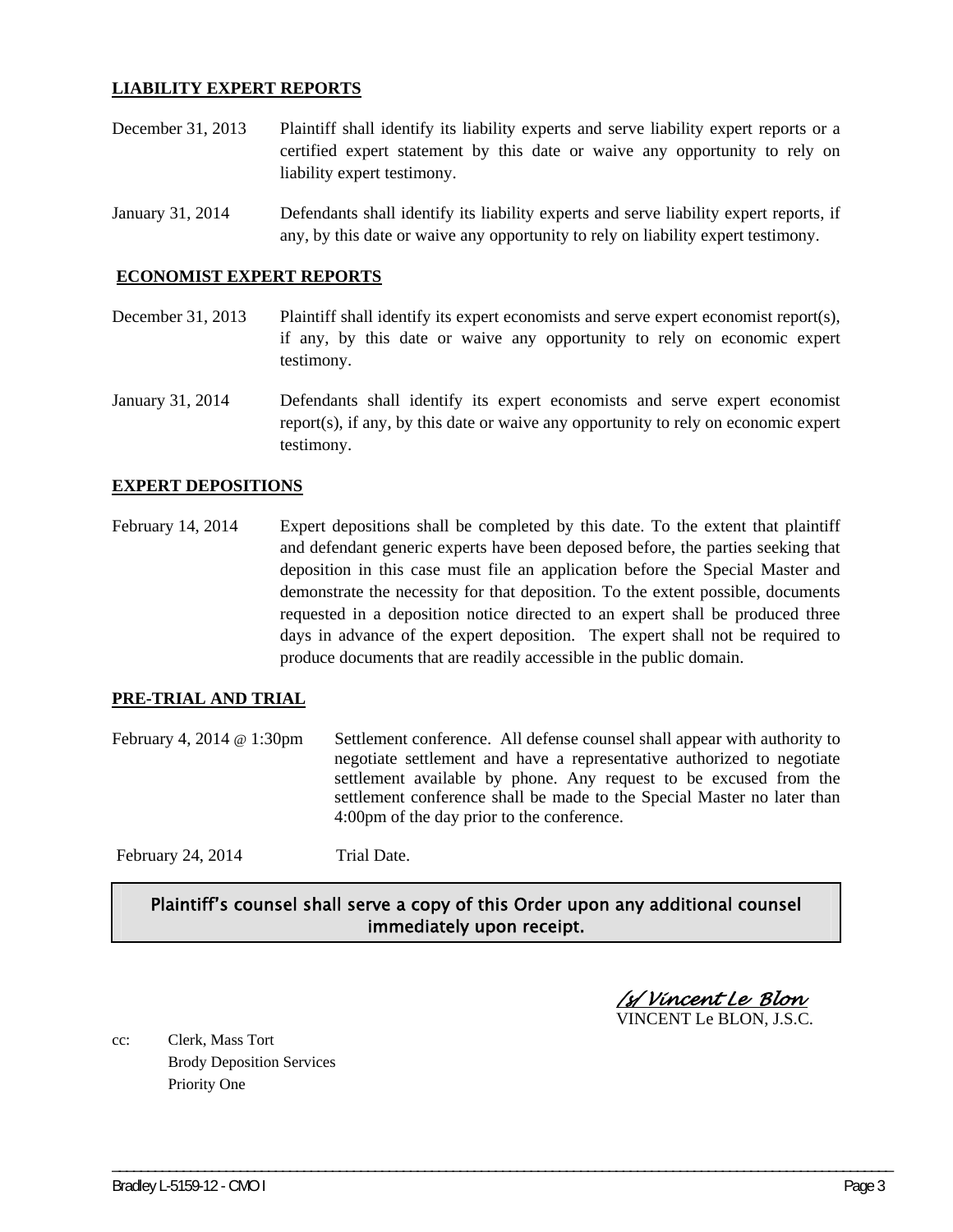**LIABILITY EXPERT REPORTS**

| | |
|---|---|
| December 31, 2013 | Plaintiff shall identify its liability experts and serve liability expert reports or a certified expert statement by this date or waive any opportunity to rely on liability expert testimony. |
| January 31, 2014 | Defendants shall identify its liability experts and serve liability expert reports, if any, by this date or waive any opportunity to rely on liability expert testimony. |

**ECONOMIST EXPERT REPORTS**

| | |
|---|---|
| December 31, 2013 | Plaintiff shall identify its expert economists and serve expert economist report(s), if any, by this date or waive any opportunity to rely on economic expert testimony. |
| January 31, 2014 | Defendants shall identify its expert economists and serve expert economist report(s), if any, by this date or waive any opportunity to rely on economic expert testimony. |

**EXPERT DEPOSITIONS**

| | |
|---|---|
| February 14, 2014 | Expert depositions shall be completed by this date. To the extent that plaintiff and defendant generic experts have been deposed before, the parties seeking that deposition in this case must file an application before the Special Master and demonstrate the necessity for that deposition. To the extent possible, documents requested in a deposition notice directed to an expert shall be produced three days in advance of the expert deposition. The expert shall not be required to produce documents that are readily accessible in the public domain. |

**PRE-TRIAL AND TRIAL**

| | |
|---|---|
| February 4, 2014 @ 1:30pm | Settlement conference. All defense counsel shall appear with authority to negotiate settlement and have a representative authorized to negotiate settlement available by phone. Any request to be excused from the settlement conference shall be made to the Special Master no later than 4:00pm of the day prior to the conference. |
| February 24, 2014 | Trial Date. |

**Plaintiff's counsel shall serve a copy of this Order upon any additional counsel immediately upon receipt.**

/s/ Vincent Le Blon
VINCENT Le BLON, J.S.C.

cc: Clerk, Mass Tort
Brody Deposition Services
Priority One

Bradley L-5159-12 - CMO I